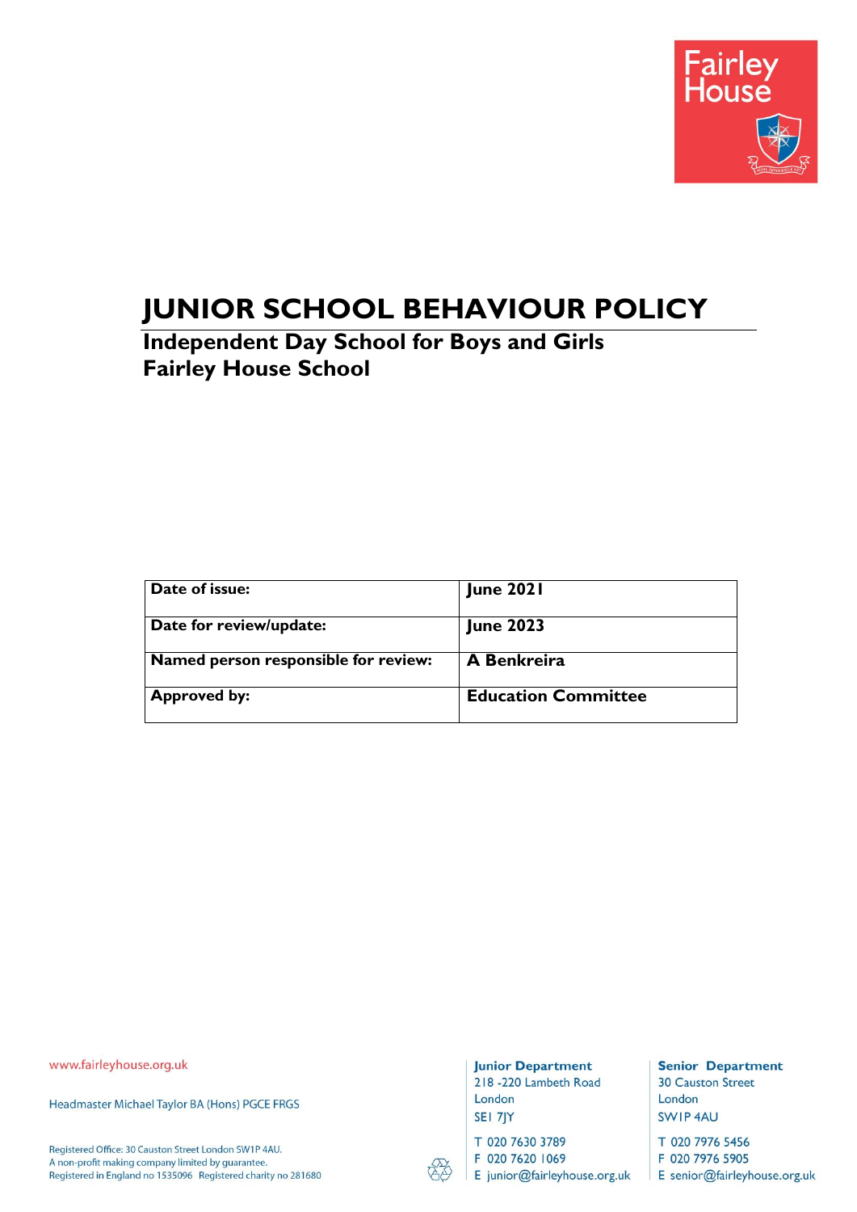# JUNIOR SCHOOL BEHAVIOUR POLICY

## Independent Day School for Boys and Girls
## Fairley House School

| Date of issue: | June 2021 |
|---|---|
| Date for review/update: | June 2023 |
| Named person responsible for review: | A Benkreira |
| Approved by: | Education Committee |

www.fairleyhouse.org.uk

Headmaster Michael Taylor BA (Hons) PGCE FRGS

Registered Office: 30 Causton Street London SW1P 4AU.
A non-profit making company limited by guarantee.
Registered in England no 1535096 Registered charity no 281680

**Junior Department**
218 -220 Lambeth Road
London
SE1 7JY
T 020 7630 3789
F 020 7620 1069
E junior@fairleyhouse.org.uk

**Senior Department**
30 Causton Street
London
SW1P 4AU
T 020 7976 5456
F 020 7976 5905
E senior@fairleyhouse.org.uk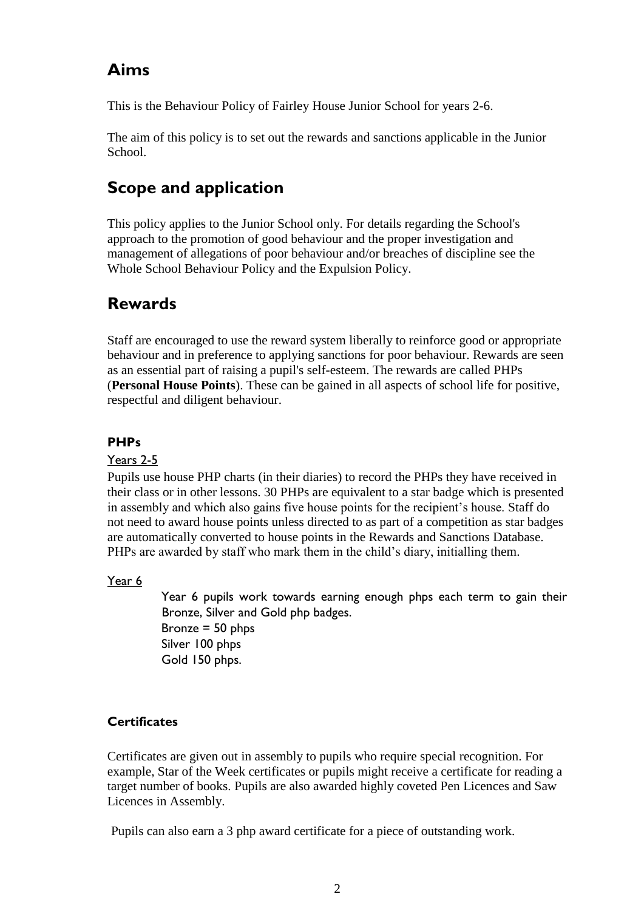## Aims

This is the Behaviour Policy of Fairley House Junior School for years 2-6.

The aim of this policy is to set out the rewards and sanctions applicable in the Junior School.

## Scope and application

This policy applies to the Junior School only. For details regarding the School's approach to the promotion of good behaviour and the proper investigation and management of allegations of poor behaviour and/or breaches of discipline see the Whole School Behaviour Policy and the Expulsion Policy.

## Rewards

Staff are encouraged to use the reward system liberally to reinforce good or appropriate behaviour and in preference to applying sanctions for poor behaviour. Rewards are seen as an essential part of raising a pupil's self-esteem. The rewards are called PHPs (**Personal House Points**). These can be gained in all aspects of school life for positive, respectful and diligent behaviour.

### PHPs

Years 2-5

Pupils use house PHP charts (in their diaries) to record the PHPs they have received in their class or in other lessons. 30 PHPs are equivalent to a star badge which is presented in assembly and which also gains five house points for the recipient's house. Staff do not need to award house points unless directed to as part of a competition as star badges are automatically converted to house points in the Rewards and Sanctions Database. PHPs are awarded by staff who mark them in the child's diary, initialling them.

Year 6

Year 6 pupils work towards earning enough phps each term to gain their Bronze, Silver and Gold php badges.
Bronze = 50 phps
Silver 100 phps
Gold 150 phps.

### Certificates

Certificates are given out in assembly to pupils who require special recognition. For example, Star of the Week certificates or pupils might receive a certificate for reading a target number of books. Pupils are also awarded highly coveted Pen Licences and Saw Licences in Assembly.

Pupils can also earn a 3 php award certificate for a piece of outstanding work.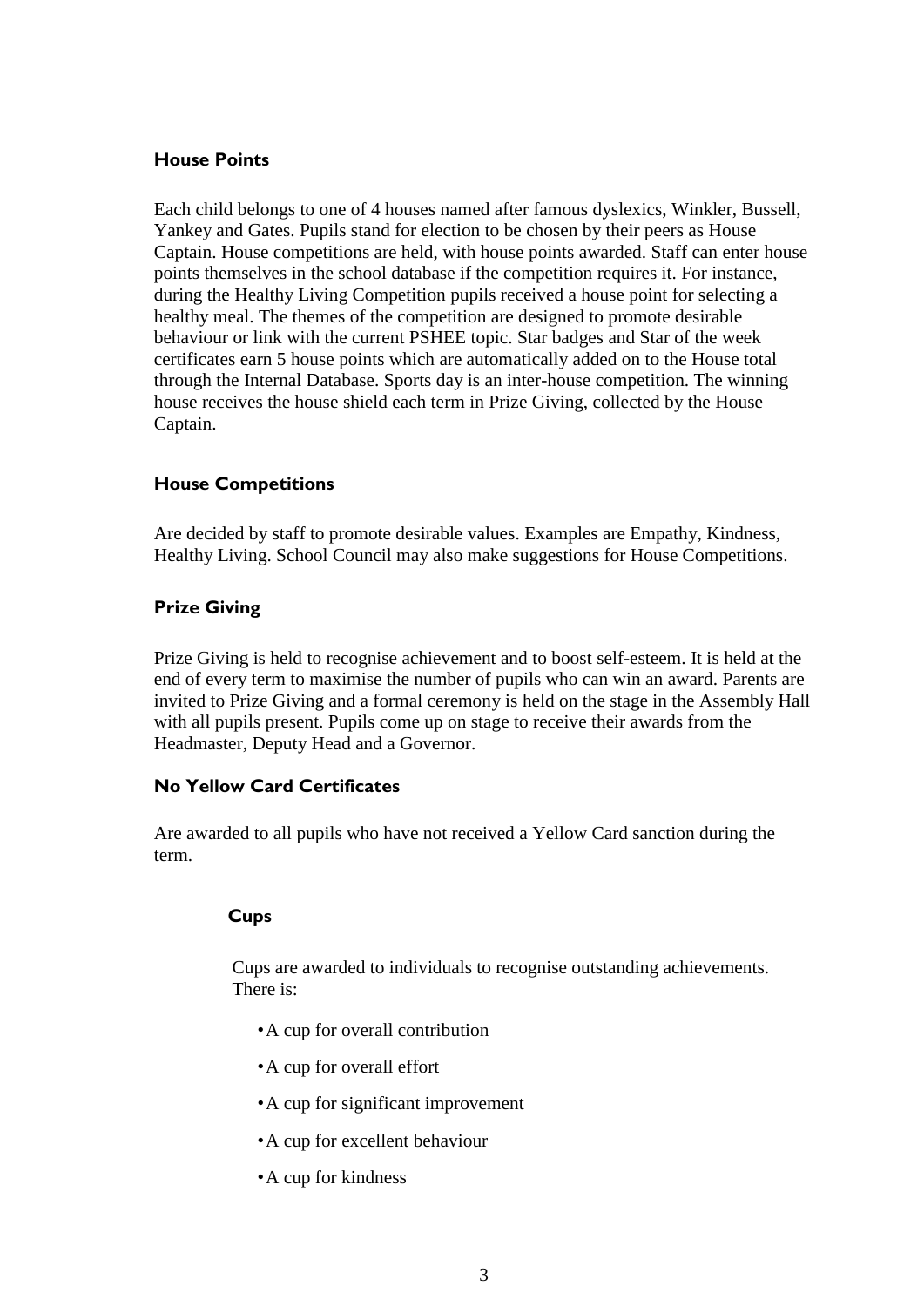### House Points

Each child belongs to one of 4 houses named after famous dyslexics, Winkler, Bussell, Yankey and Gates. Pupils stand for election to be chosen by their peers as House Captain. House competitions are held, with house points awarded. Staff can enter house points themselves in the school database if the competition requires it. For instance, during the Healthy Living Competition pupils received a house point for selecting a healthy meal. The themes of the competition are designed to promote desirable behaviour or link with the current PSHEE topic. Star badges and Star of the week certificates earn 5 house points which are automatically added on to the House total through the Internal Database. Sports day is an inter-house competition. The winning house receives the house shield each term in Prize Giving, collected by the House Captain.

### House Competitions

Are decided by staff to promote desirable values. Examples are Empathy, Kindness, Healthy Living. School Council may also make suggestions for House Competitions.

### Prize Giving

Prize Giving is held to recognise achievement and to boost self-esteem. It is held at the end of every term to maximise the number of pupils who can win an award. Parents are invited to Prize Giving and a formal ceremony is held on the stage in the Assembly Hall with all pupils present. Pupils come up on stage to receive their awards from the Headmaster, Deputy Head and a Governor.

### No Yellow Card Certificates

Are awarded to all pupils who have not received a Yellow Card sanction during the term.

### Cups

Cups are awarded to individuals to recognise outstanding achievements. There is:

- A cup for overall contribution
- A cup for overall effort
- A cup for significant improvement
- A cup for excellent behaviour
- A cup for kindness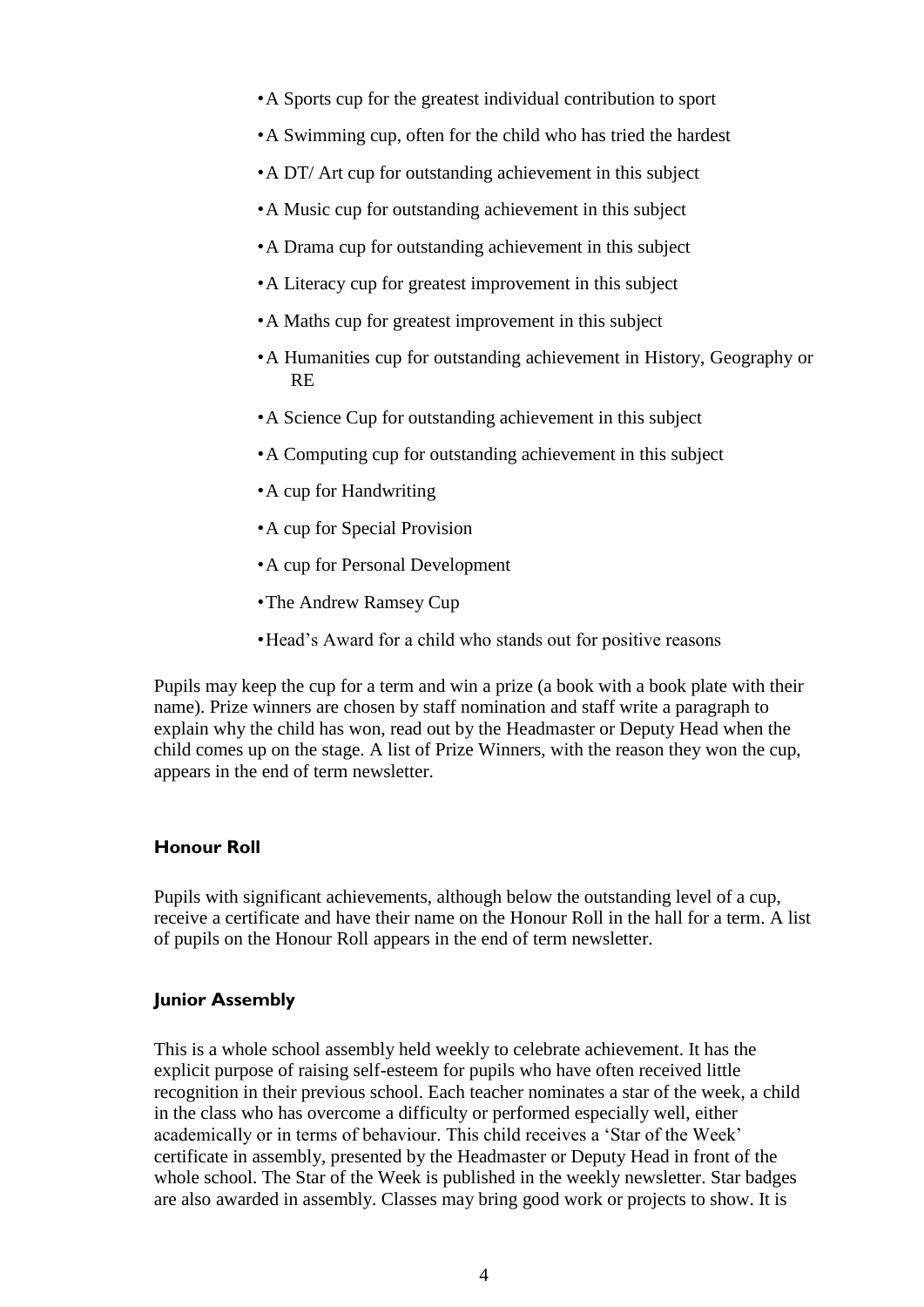- A Sports cup for the greatest individual contribution to sport
- A Swimming cup, often for the child who has tried the hardest
- A DT/ Art cup for outstanding achievement in this subject
- A Music cup for outstanding achievement in this subject
- A Drama cup for outstanding achievement in this subject
- A Literacy cup for greatest improvement in this subject
- A Maths cup for greatest improvement in this subject
- A Humanities cup for outstanding achievement in History, Geography or RE
- A Science Cup for outstanding achievement in this subject
- A Computing cup for outstanding achievement in this subject
- A cup for Handwriting
- A cup for Special Provision
- A cup for Personal Development
- The Andrew Ramsey Cup
- Head's Award for a child who stands out for positive reasons

Pupils may keep the cup for a term and win a prize (a book with a book plate with their name). Prize winners are chosen by staff nomination and staff write a paragraph to explain why the child has won, read out by the Headmaster or Deputy Head when the child comes up on the stage. A list of Prize Winners, with the reason they won the cup, appears in the end of term newsletter.

#### Honour Roll

Pupils with significant achievements, although below the outstanding level of a cup, receive a certificate and have their name on the Honour Roll in the hall for a term. A list of pupils on the Honour Roll appears in the end of term newsletter.

#### Junior Assembly

This is a whole school assembly held weekly to celebrate achievement. It has the explicit purpose of raising self-esteem for pupils who have often received little recognition in their previous school. Each teacher nominates a star of the week, a child in the class who has overcome a difficulty or performed especially well, either academically or in terms of behaviour. This child receives a 'Star of the Week' certificate in assembly, presented by the Headmaster or Deputy Head in front of the whole school. The Star of the Week is published in the weekly newsletter. Star badges are also awarded in assembly. Classes may bring good work or projects to show. It is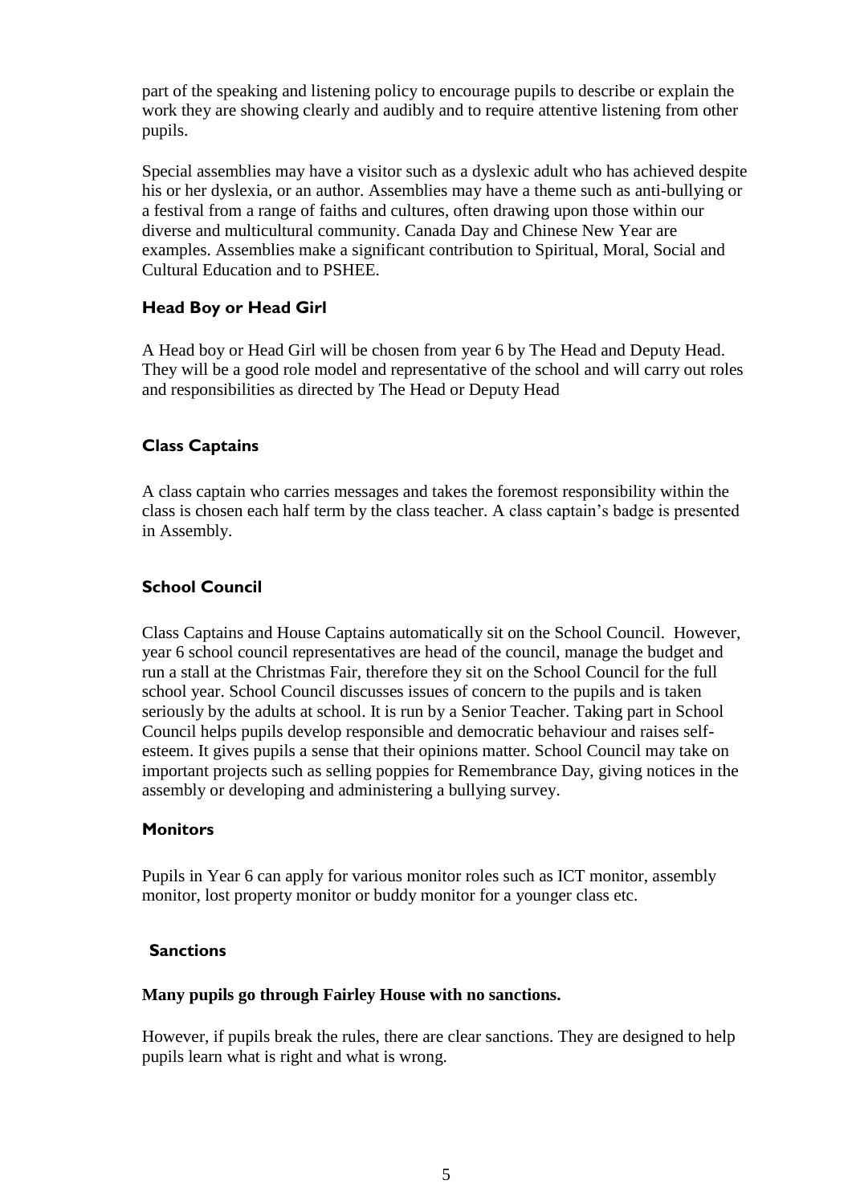part of the speaking and listening policy to encourage pupils to describe or explain the work they are showing clearly and audibly and to require attentive listening from other pupils.

Special assemblies may have a visitor such as a dyslexic adult who has achieved despite his or her dyslexia, or an author. Assemblies may have a theme such as anti-bullying or a festival from a range of faiths and cultures, often drawing upon those within our diverse and multicultural community. Canada Day and Chinese New Year are examples. Assemblies make a significant contribution to Spiritual, Moral, Social and Cultural Education and to PSHEE.

### Head Boy or Head Girl

A Head boy or Head Girl will be chosen from year 6 by The Head and Deputy Head. They will be a good role model and representative of the school and will carry out roles and responsibilities as directed by The Head or Deputy Head

### Class Captains

A class captain who carries messages and takes the foremost responsibility within the class is chosen each half term by the class teacher. A class captain's badge is presented in Assembly.

### School Council

Class Captains and House Captains automatically sit on the School Council. However, year 6 school council representatives are head of the council, manage the budget and run a stall at the Christmas Fair, therefore they sit on the School Council for the full school year. School Council discusses issues of concern to the pupils and is taken seriously by the adults at school. It is run by a Senior Teacher. Taking part in School Council helps pupils develop responsible and democratic behaviour and raises self-esteem. It gives pupils a sense that their opinions matter. School Council may take on important projects such as selling poppies for Remembrance Day, giving notices in the assembly or developing and administering a bullying survey.

### Monitors

Pupils in Year 6 can apply for various monitor roles such as ICT monitor, assembly monitor, lost property monitor or buddy monitor for a younger class etc.

### Sanctions

**Many pupils go through Fairley House with no sanctions.**

However, if pupils break the rules, there are clear sanctions. They are designed to help pupils learn what is right and what is wrong.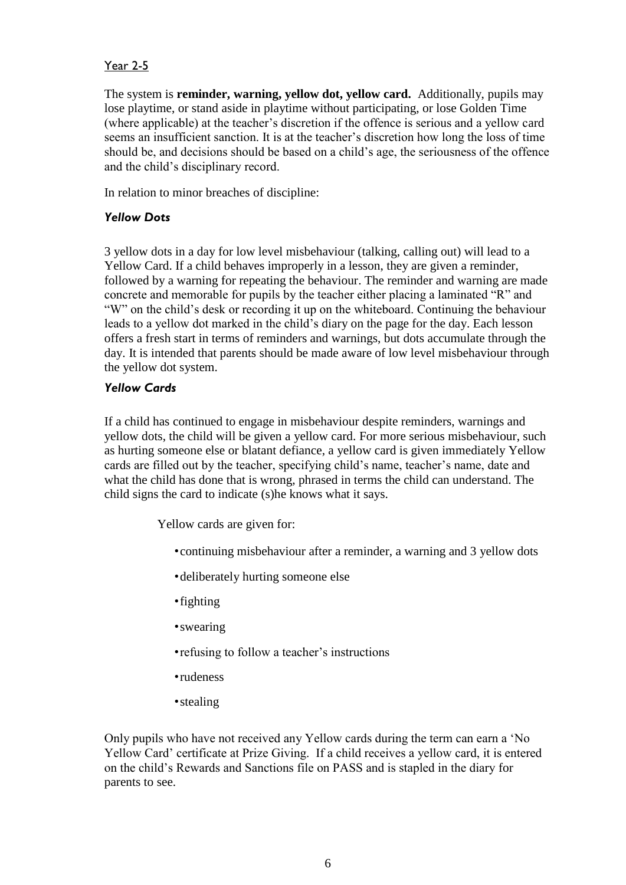Year 2-5

The system is **reminder, warning, yellow dot, yellow card.** Additionally, pupils may lose playtime, or stand aside in playtime without participating, or lose Golden Time (where applicable) at the teacher's discretion if the offence is serious and a yellow card seems an insufficient sanction. It is at the teacher's discretion how long the loss of time should be, and decisions should be based on a child's age, the seriousness of the offence and the child's disciplinary record.

In relation to minor breaches of discipline:

### *Yellow Dots*

3 yellow dots in a day for low level misbehaviour (talking, calling out) will lead to a Yellow Card. If a child behaves improperly in a lesson, they are given a reminder, followed by a warning for repeating the behaviour. The reminder and warning are made concrete and memorable for pupils by the teacher either placing a laminated "R" and "W" on the child's desk or recording it up on the whiteboard. Continuing the behaviour leads to a yellow dot marked in the child's diary on the page for the day. Each lesson offers a fresh start in terms of reminders and warnings, but dots accumulate through the day. It is intended that parents should be made aware of low level misbehaviour through the yellow dot system.

### *Yellow Cards*

If a child has continued to engage in misbehaviour despite reminders, warnings and yellow dots, the child will be given a yellow card. For more serious misbehaviour, such as hurting someone else or blatant defiance, a yellow card is given immediately Yellow cards are filled out by the teacher, specifying child's name, teacher's name, date and what the child has done that is wrong, phrased in terms the child can understand. The child signs the card to indicate (s)he knows what it says.

Yellow cards are given for:

- continuing misbehaviour after a reminder, a warning and 3 yellow dots
- deliberately hurting someone else
- fighting
- swearing
- refusing to follow a teacher's instructions
- rudeness
- stealing

Only pupils who have not received any Yellow cards during the term can earn a 'No Yellow Card' certificate at Prize Giving. If a child receives a yellow card, it is entered on the child's Rewards and Sanctions file on PASS and is stapled in the diary for parents to see.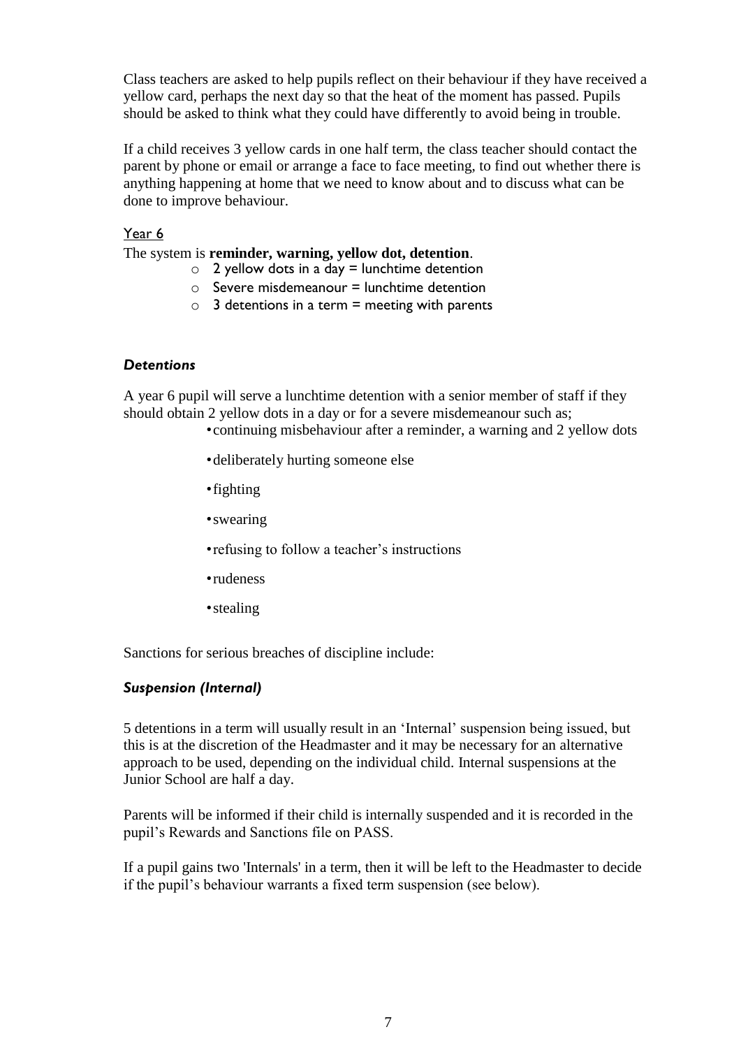Class teachers are asked to help pupils reflect on their behaviour if they have received a yellow card, perhaps the next day so that the heat of the moment has passed. Pupils should be asked to think what they could have differently to avoid being in trouble.

If a child receives 3 yellow cards in one half term, the class teacher should contact the parent by phone or email or arrange a face to face meeting, to find out whether there is anything happening at home that we need to know about and to discuss what can be done to improve behaviour.

Year 6

The system is **reminder, warning, yellow dot, detention**.

- 2 yellow dots in a day = lunchtime detention
- Severe misdemeanour = lunchtime detention
- 3 detentions in a term = meeting with parents

### *Detentions*

A year 6 pupil will serve a lunchtime detention with a senior member of staff if they should obtain 2 yellow dots in a day or for a severe misdemeanour such as;

- continuing misbehaviour after a reminder, a warning and 2 yellow dots
- deliberately hurting someone else
- fighting
- swearing
- refusing to follow a teacher's instructions
- rudeness
- stealing

Sanctions for serious breaches of discipline include:

### *Suspension (Internal)*

5 detentions in a term will usually result in an 'Internal' suspension being issued, but this is at the discretion of the Headmaster and it may be necessary for an alternative approach to be used, depending on the individual child. Internal suspensions at the Junior School are half a day.

Parents will be informed if their child is internally suspended and it is recorded in the pupil's Rewards and Sanctions file on PASS.

If a pupil gains two 'Internals' in a term, then it will be left to the Headmaster to decide if the pupil's behaviour warrants a fixed term suspension (see below).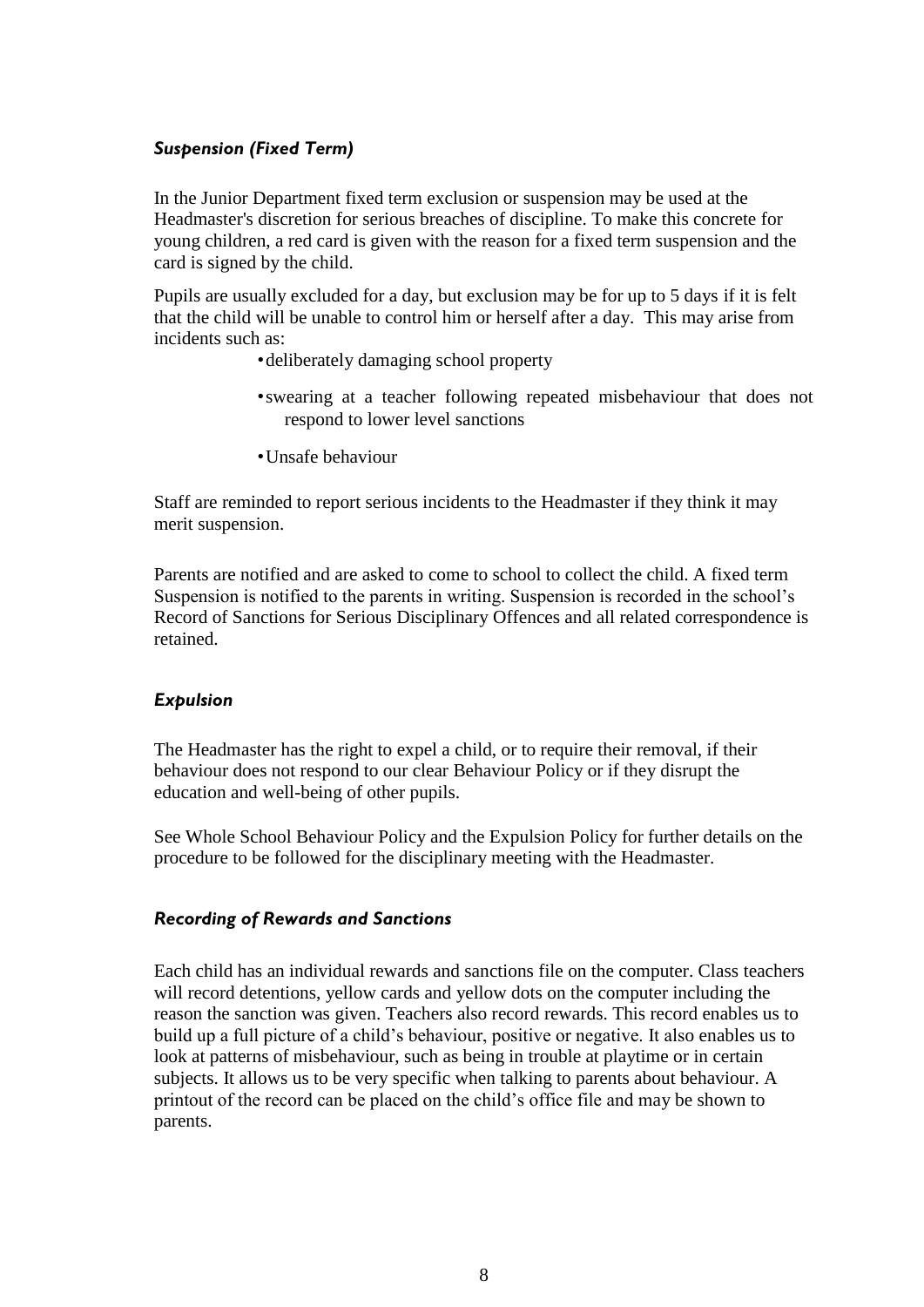### *Suspension (Fixed Term)*

In the Junior Department fixed term exclusion or suspension may be used at the Headmaster's discretion for serious breaches of discipline. To make this concrete for young children, a red card is given with the reason for a fixed term suspension and the card is signed by the child.

Pupils are usually excluded for a day, but exclusion may be for up to 5 days if it is felt that the child will be unable to control him or herself after a day. This may arise from incidents such as:

- deliberately damaging school property
- swearing at a teacher following repeated misbehaviour that does not respond to lower level sanctions
- Unsafe behaviour

Staff are reminded to report serious incidents to the Headmaster if they think it may merit suspension.

Parents are notified and are asked to come to school to collect the child. A fixed term Suspension is notified to the parents in writing. Suspension is recorded in the school's Record of Sanctions for Serious Disciplinary Offences and all related correspondence is retained.

### *Expulsion*

The Headmaster has the right to expel a child, or to require their removal, if their behaviour does not respond to our clear Behaviour Policy or if they disrupt the education and well-being of other pupils.

See Whole School Behaviour Policy and the Expulsion Policy for further details on the procedure to be followed for the disciplinary meeting with the Headmaster.

### *Recording of Rewards and Sanctions*

Each child has an individual rewards and sanctions file on the computer. Class teachers will record detentions, yellow cards and yellow dots on the computer including the reason the sanction was given. Teachers also record rewards. This record enables us to build up a full picture of a child's behaviour, positive or negative. It also enables us to look at patterns of misbehaviour, such as being in trouble at playtime or in certain subjects. It allows us to be very specific when talking to parents about behaviour. A printout of the record can be placed on the child's office file and may be shown to parents.